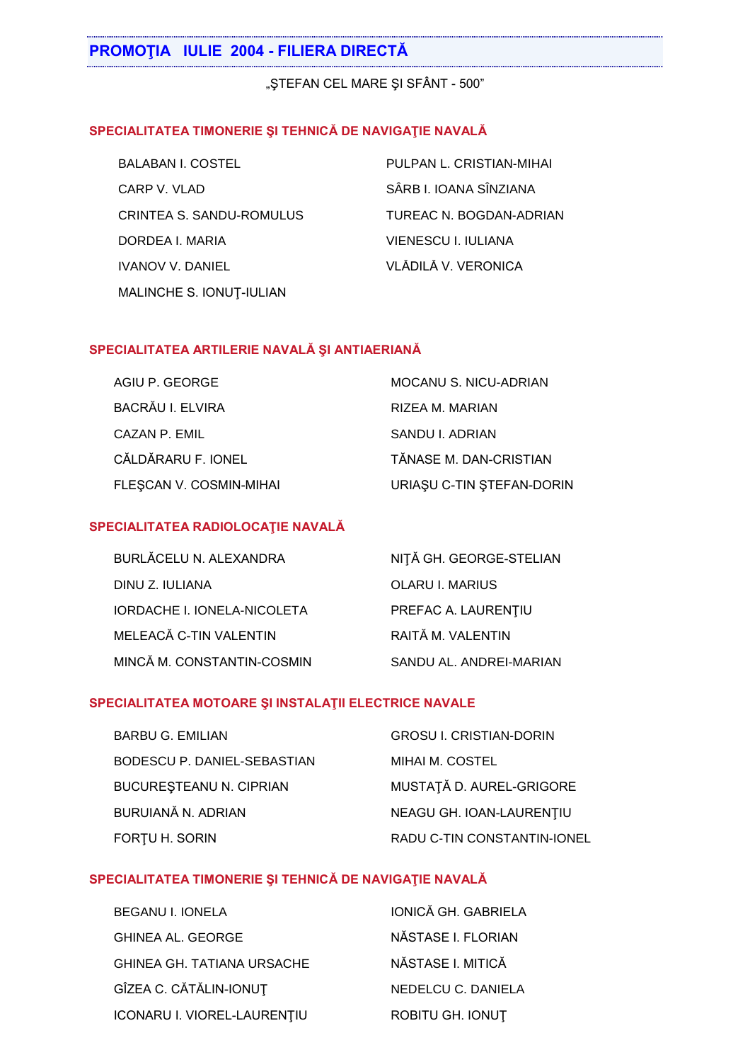## PROMOŢIA IULIE 2004 - FILIERA DIRECTĂ

„ŞTEFAN CEL MARE ŞI SFÂNT - 500"

### SPECIALITATEA TIMONERIE ŞI TEHNICĂ DE NAVIGAŢIE NAVALĂ

BALABAN I. COSTEL
CARP V. VLAD
CRINTEA S. SANDU-ROMULUS
DORDEA I. MARIA
IVANOV V. DANIEL
MALINCHE S. IONUŢ-IULIAN
PULPAN L. CRISTIAN-MIHAI
SÂRB I. IOANA SÎNZIANA
TUREAC N. BOGDAN-ADRIAN
VIENESCU I. IULIANA
VLĂDILĂ V. VERONICA

### SPECIALITATEA ARTILERIE NAVALĂ ŞI ANTIAERIANĂ

AGIU P. GEORGE
BACRĂU I. ELVIRA
CAZAN P. EMIL
CĂLDĂRARU F. IONEL
FLEŞCAN V. COSMIN-MIHAI
MOCANU S. NICU-ADRIAN
RIZEA M. MARIAN
SANDU I. ADRIAN
TĂNASE M. DAN-CRISTIAN
URIAŞU C-TIN ŞTEFAN-DORIN

### SPECIALITATEA RADIOLOCAŢIE NAVALĂ

BURLĂCELU N. ALEXANDRA
DINU Z. IULIANA
IORDACHE I. IONELA-NICOLETA
MELEACĂ C-TIN VALENTIN
MINCĂ M. CONSTANTIN-COSMIN
NIŢĂ GH. GEORGE-STELIAN
OLARU I. MARIUS
PREFAC A. LAURENŢIU
RAITĂ M. VALENTIN
SANDU AL. ANDREI-MARIAN

### SPECIALITATEA MOTOARE ŞI INSTALAŢII ELECTRICE NAVALE

BARBU G. EMILIAN
BODESCU P. DANIEL-SEBASTIAN
BUCUREŞTEANU N. CIPRIAN
BURUIANĂ N. ADRIAN
FORŢU H. SORIN
GROSU I. CRISTIAN-DORIN
MIHAI M. COSTEL
MUSTAŢĂ D. AUREL-GRIGORE
NEAGU GH. IOAN-LAURENŢIU
RADU C-TIN CONSTANTIN-IONEL

### SPECIALITATEA TIMONERIE ŞI TEHNICĂ DE NAVIGAŢIE NAVALĂ

BEGANU I. IONELA
GHINEA AL. GEORGE
GHINEA GH. TATIANA URSACHE
GÎZEA C. CĂTĂLIN-IONUŢ
ICONARU I. VIOREL-LAURENŢIU
IONICĂ GH. GABRIELA
NĂSTASE I. FLORIAN
NĂSTASE I. MITICĂ
NEDELCU C. DANIELA
ROBITU GH. IONUŢ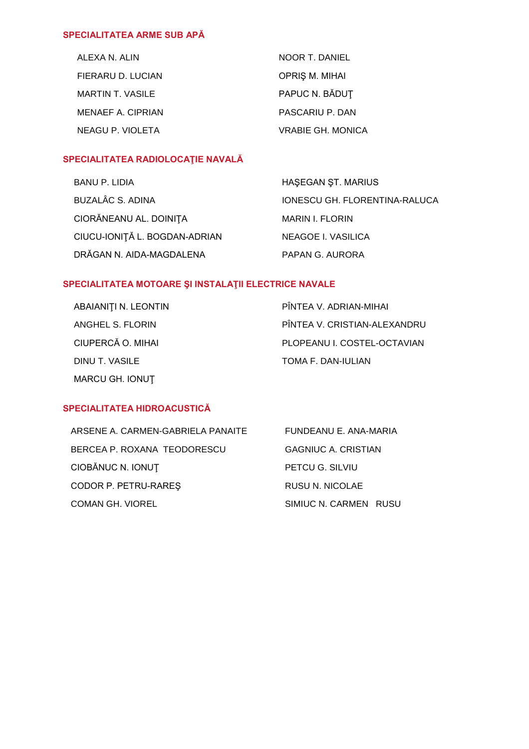### SPECIALITATEA ARME SUB APĂ

ALEXA N. ALIN

FIERARU D. LUCIAN

MARTIN T. VASILE

MENAEF A. CIPRIAN

NEAGU P. VIOLETA

NOOR T. DANIEL

OPRIŞ M. MIHAI

PAPUC N. BĂDUŢ

PASCARIU P. DAN

VRABIE GH. MONICA

### SPECIALITATEA RADIOLOCAŢIE NAVALĂ

BANU P. LIDIA

BUZALÂC S. ADINA

CIORĂNEANU AL. DOINIŢA

CIUCU-IONIŢĂ L. BOGDAN-ADRIAN

DRĂGAN N. AIDA-MAGDALENA

HAŞEGAN ŞT. MARIUS

IONESCU GH. FLORENTINA-RALUCA

MARIN I. FLORIN

NEAGOE I. VASILICA

PAPAN G. AURORA

### SPECIALITATEA MOTOARE ŞI INSTALAŢII ELECTRICE NAVALE

ABAIANIŢI N. LEONTIN

ANGHEL S. FLORIN

CIUPERCĂ O. MIHAI

DINU T. VASILE

MARCU GH. IONUŢ

PÎNTEA V. ADRIAN-MIHAI

PÎNTEA V. CRISTIAN-ALEXANDRU

PLOPEANU I. COSTEL-OCTAVIAN

TOMA F. DAN-IULIAN

### SPECIALITATEA HIDROACUSTICĂ

ARSENE A. CARMEN-GABRIELA PANAITE

BERCEA P. ROXANA TEODORESCU

CIOBĂNUC N. IONUŢ

CODOR P. PETRU-RAREŞ

COMAN GH. VIOREL

FUNDEANU E. ANA-MARIA

GAGNIUC A. CRISTIAN

PETCU G. SILVIU

RUSU N. NICOLAE

SIMIUC N. CARMEN RUSU